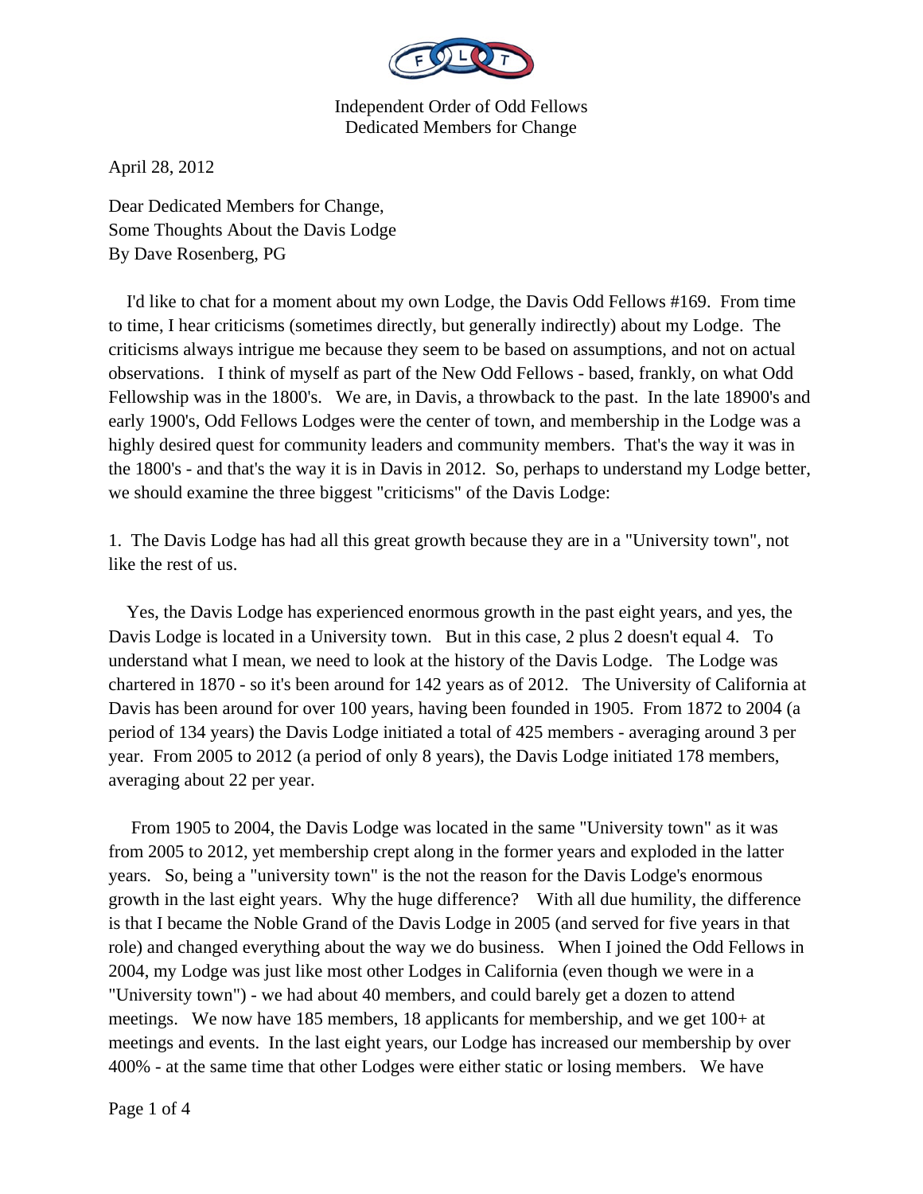Independent Order of Odd Fellows
Dedicated Members for Change

April 28, 2012

Dear Dedicated Members for Change,
Some Thoughts About the Davis Lodge
By Dave Rosenberg, PG

I'd like to chat for a moment about my own Lodge, the Davis Odd Fellows #169. From time to time, I hear criticisms (sometimes directly, but generally indirectly) about my Lodge. The criticisms always intrigue me because they seem to be based on assumptions, and not on actual observations. I think of myself as part of the New Odd Fellows - based, frankly, on what Odd Fellowship was in the 1800's. We are, in Davis, a throwback to the past. In the late 18900's and early 1900's, Odd Fellows Lodges were the center of town, and membership in the Lodge was a highly desired quest for community leaders and community members. That's the way it was in the 1800's - and that's the way it is in Davis in 2012. So, perhaps to understand my Lodge better, we should examine the three biggest "criticisms" of the Davis Lodge:

1. The Davis Lodge has had all this great growth because they are in a "University town", not like the rest of us.

Yes, the Davis Lodge has experienced enormous growth in the past eight years, and yes, the Davis Lodge is located in a University town. But in this case, 2 plus 2 doesn't equal 4. To understand what I mean, we need to look at the history of the Davis Lodge. The Lodge was chartered in 1870 - so it's been around for 142 years as of 2012. The University of California at Davis has been around for over 100 years, having been founded in 1905. From 1872 to 2004 (a period of 134 years) the Davis Lodge initiated a total of 425 members - averaging around 3 per year. From 2005 to 2012 (a period of only 8 years), the Davis Lodge initiated 178 members, averaging about 22 per year.

From 1905 to 2004, the Davis Lodge was located in the same "University town" as it was from 2005 to 2012, yet membership crept along in the former years and exploded in the latter years. So, being a "university town" is the not the reason for the Davis Lodge's enormous growth in the last eight years. Why the huge difference? With all due humility, the difference is that I became the Noble Grand of the Davis Lodge in 2005 (and served for five years in that role) and changed everything about the way we do business. When I joined the Odd Fellows in 2004, my Lodge was just like most other Lodges in California (even though we were in a "University town") - we had about 40 members, and could barely get a dozen to attend meetings. We now have 185 members, 18 applicants for membership, and we get 100+ at meetings and events. In the last eight years, our Lodge has increased our membership by over 400% - at the same time that other Lodges were either static or losing members. We have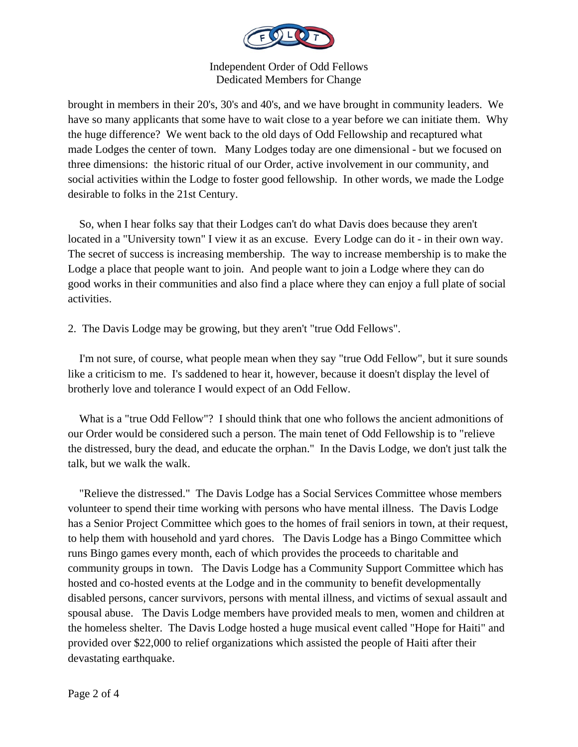brought in members in their 20's, 30's and 40's, and we have brought in community leaders. We have so many applicants that some have to wait close to a year before we can initiate them. Why the huge difference? We went back to the old days of Odd Fellowship and recaptured what made Lodges the center of town. Many Lodges today are one dimensional - but we focused on three dimensions: the historic ritual of our Order, active involvement in our community, and social activities within the Lodge to foster good fellowship. In other words, we made the Lodge desirable to folks in the 21st Century.

So, when I hear folks say that their Lodges can't do what Davis does because they aren't located in a "University town" I view it as an excuse. Every Lodge can do it - in their own way. The secret of success is increasing membership. The way to increase membership is to make the Lodge a place that people want to join. And people want to join a Lodge where they can do good works in their communities and also find a place where they can enjoy a full plate of social activities.

2. The Davis Lodge may be growing, but they aren't "true Odd Fellows".

I'm not sure, of course, what people mean when they say "true Odd Fellow", but it sure sounds like a criticism to me. I's saddened to hear it, however, because it doesn't display the level of brotherly love and tolerance I would expect of an Odd Fellow.

What is a "true Odd Fellow"? I should think that one who follows the ancient admonitions of our Order would be considered such a person. The main tenet of Odd Fellowship is to "relieve the distressed, bury the dead, and educate the orphan." In the Davis Lodge, we don't just talk the talk, but we walk the walk.

"Relieve the distressed." The Davis Lodge has a Social Services Committee whose members volunteer to spend their time working with persons who have mental illness. The Davis Lodge has a Senior Project Committee which goes to the homes of frail seniors in town, at their request, to help them with household and yard chores. The Davis Lodge has a Bingo Committee which runs Bingo games every month, each of which provides the proceeds to charitable and community groups in town. The Davis Lodge has a Community Support Committee which has hosted and co-hosted events at the Lodge and in the community to benefit developmentally disabled persons, cancer survivors, persons with mental illness, and victims of sexual assault and spousal abuse. The Davis Lodge members have provided meals to men, women and children at the homeless shelter. The Davis Lodge hosted a huge musical event called "Hope for Haiti" and provided over $22,000 to relief organizations which assisted the people of Haiti after their devastating earthquake.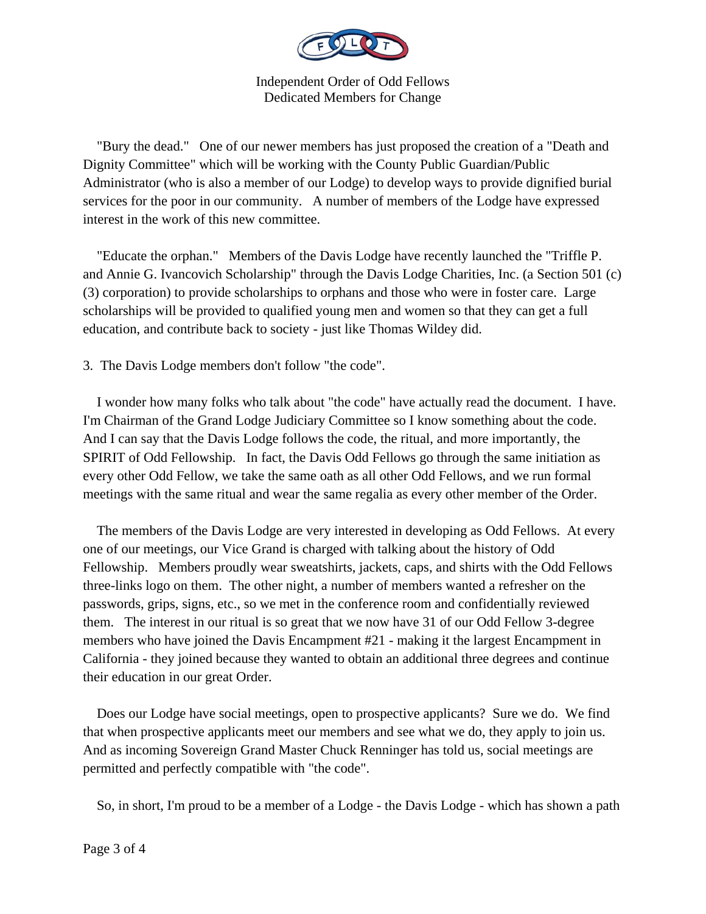Independent Order of Odd Fellows
Dedicated Members for Change

"Bury the dead." One of our newer members has just proposed the creation of a "Death and Dignity Committee" which will be working with the County Public Guardian/Public Administrator (who is also a member of our Lodge) to develop ways to provide dignified burial services for the poor in our community. A number of members of the Lodge have expressed interest in the work of this new committee.

"Educate the orphan." Members of the Davis Lodge have recently launched the "Triffle P. and Annie G. Ivancovich Scholarship" through the Davis Lodge Charities, Inc. (a Section 501 (c) (3) corporation) to provide scholarships to orphans and those who were in foster care. Large scholarships will be provided to qualified young men and women so that they can get a full education, and contribute back to society - just like Thomas Wildey did.

3. The Davis Lodge members don't follow "the code".

I wonder how many folks who talk about "the code" have actually read the document. I have. I'm Chairman of the Grand Lodge Judiciary Committee so I know something about the code. And I can say that the Davis Lodge follows the code, the ritual, and more importantly, the SPIRIT of Odd Fellowship. In fact, the Davis Odd Fellows go through the same initiation as every other Odd Fellow, we take the same oath as all other Odd Fellows, and we run formal meetings with the same ritual and wear the same regalia as every other member of the Order.

The members of the Davis Lodge are very interested in developing as Odd Fellows. At every one of our meetings, our Vice Grand is charged with talking about the history of Odd Fellowship. Members proudly wear sweatshirts, jackets, caps, and shirts with the Odd Fellows three-links logo on them. The other night, a number of members wanted a refresher on the passwords, grips, signs, etc., so we met in the conference room and confidentially reviewed them. The interest in our ritual is so great that we now have 31 of our Odd Fellow 3-degree members who have joined the Davis Encampment #21 - making it the largest Encampment in California - they joined because they wanted to obtain an additional three degrees and continue their education in our great Order.

Does our Lodge have social meetings, open to prospective applicants? Sure we do. We find that when prospective applicants meet our members and see what we do, they apply to join us. And as incoming Sovereign Grand Master Chuck Renninger has told us, social meetings are permitted and perfectly compatible with "the code".

So, in short, I'm proud to be a member of a Lodge - the Davis Lodge - which has shown a path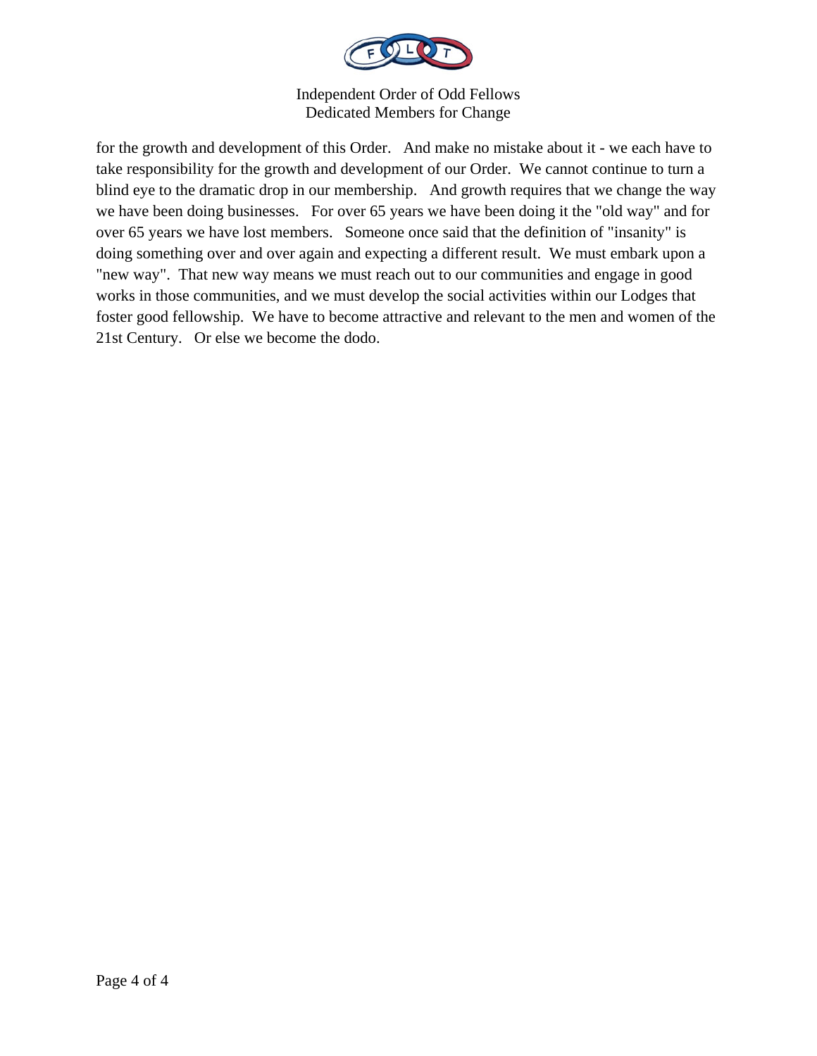for the growth and development of this Order. And make no mistake about it - we each have to take responsibility for the growth and development of our Order. We cannot continue to turn a blind eye to the dramatic drop in our membership. And growth requires that we change the way we have been doing businesses. For over 65 years we have been doing it the "old way" and for over 65 years we have lost members. Someone once said that the definition of "insanity" is doing something over and over again and expecting a different result. We must embark upon a "new way". That new way means we must reach out to our communities and engage in good works in those communities, and we must develop the social activities within our Lodges that foster good fellowship. We have to become attractive and relevant to the men and women of the 21st Century. Or else we become the dodo.